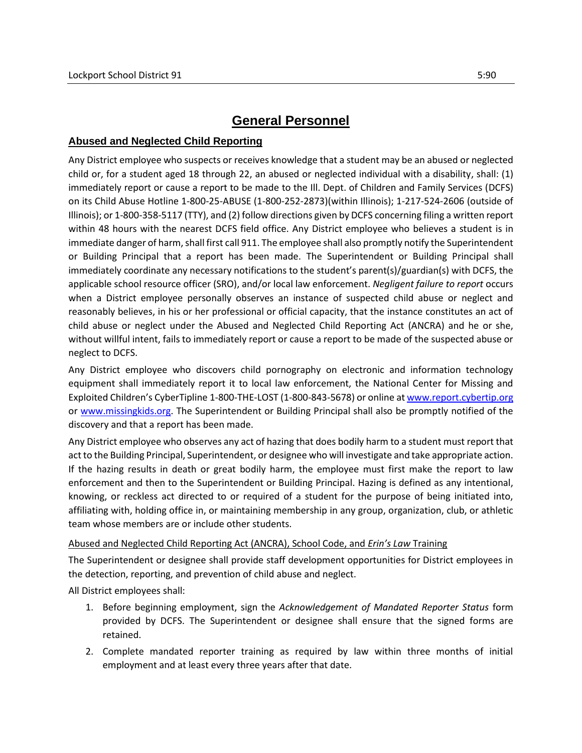# General Personnel

## Abused and Neglected Child Reporting

Any District employee who suspects or receives knowledge that a student may be an abused or neglected child or, for a student aged 18 through 22, an abused or neglected individual with a disability, shall: (1) immediately report or cause a report to be made to the Ill. Dept. of Children and Family Services (DCFS) on its Child Abuse Hotline 1-800-25-ABUSE (1-800-252-2873)(within Illinois); 1-217-524-2606 (outside of Illinois); or 1-800-358-5117 (TTY), and (2) follow directions given by DCFS concerning filing a written report within 48 hours with the nearest DCFS field office. Any District employee who believes a student is in immediate danger of harm, shall first call 911. The employee shall also promptly notify the Superintendent or Building Principal that a report has been made. The Superintendent or Building Principal shall immediately coordinate any necessary notifications to the student's parent(s)/guardian(s) with DCFS, the applicable school resource officer (SRO), and/or local law enforcement. *Negligent failure to report* occurs when a District employee personally observes an instance of suspected child abuse or neglect and reasonably believes, in his or her professional or official capacity, that the instance constitutes an act of child abuse or neglect under the Abused and Neglected Child Reporting Act (ANCRA) and he or she, without willful intent, fails to immediately report or cause a report to be made of the suspected abuse or neglect to DCFS.

Any District employee who discovers child pornography on electronic and information technology equipment shall immediately report it to local law enforcement, the National Center for Missing and Exploited Children's CyberTipline 1-800-THE-LOST (1-800-843-5678) or online at [www.report.cybertip.org](http://www.report.cybertip.org) or [www.missingkids.org](http://www.missingkids.org). The Superintendent or Building Principal shall also be promptly notified of the discovery and that a report has been made.

Any District employee who observes any act of hazing that does bodily harm to a student must report that act to the Building Principal, Superintendent, or designee who will investigate and take appropriate action. If the hazing results in death or great bodily harm, the employee must first make the report to law enforcement and then to the Superintendent or Building Principal. Hazing is defined as any intentional, knowing, or reckless act directed to or required of a student for the purpose of being initiated into, affiliating with, holding office in, or maintaining membership in any group, organization, club, or athletic team whose members are or include other students.

### Abused and Neglected Child Reporting Act (ANCRA), School Code, and *Erin's Law* Training

The Superintendent or designee shall provide staff development opportunities for District employees in the detection, reporting, and prevention of child abuse and neglect.

All District employees shall:

1. Before beginning employment, sign the *Acknowledgement of Mandated Reporter Status* form provided by DCFS. The Superintendent or designee shall ensure that the signed forms are retained.
2. Complete mandated reporter training as required by law within three months of initial employment and at least every three years after that date.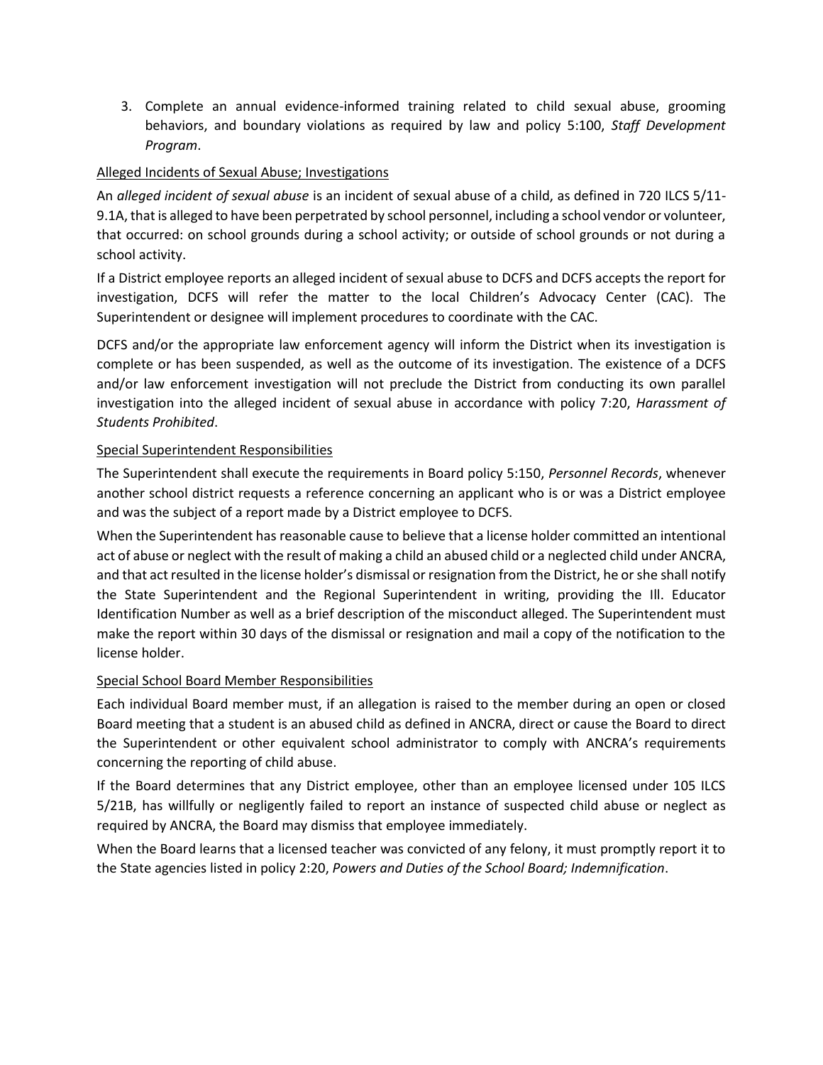3. Complete an annual evidence-informed training related to child sexual abuse, grooming behaviors, and boundary violations as required by law and policy 5:100, *Staff Development Program*.

<u>Alleged Incidents of Sexual Abuse; Investigations</u>

An *alleged incident of sexual abuse* is an incident of sexual abuse of a child, as defined in 720 ILCS 5/11-9.1A, that is alleged to have been perpetrated by school personnel, including a school vendor or volunteer, that occurred: on school grounds during a school activity; or outside of school grounds or not during a school activity.

If a District employee reports an alleged incident of sexual abuse to DCFS and DCFS accepts the report for investigation, DCFS will refer the matter to the local Children's Advocacy Center (CAC). The Superintendent or designee will implement procedures to coordinate with the CAC.

DCFS and/or the appropriate law enforcement agency will inform the District when its investigation is complete or has been suspended, as well as the outcome of its investigation. The existence of a DCFS and/or law enforcement investigation will not preclude the District from conducting its own parallel investigation into the alleged incident of sexual abuse in accordance with policy 7:20, *Harassment of Students Prohibited*.

<u>Special Superintendent Responsibilities</u>

The Superintendent shall execute the requirements in Board policy 5:150, *Personnel Records*, whenever another school district requests a reference concerning an applicant who is or was a District employee and was the subject of a report made by a District employee to DCFS.

When the Superintendent has reasonable cause to believe that a license holder committed an intentional act of abuse or neglect with the result of making a child an abused child or a neglected child under ANCRA, and that act resulted in the license holder's dismissal or resignation from the District, he or she shall notify the State Superintendent and the Regional Superintendent in writing, providing the Ill. Educator Identification Number as well as a brief description of the misconduct alleged. The Superintendent must make the report within 30 days of the dismissal or resignation and mail a copy of the notification to the license holder.

<u>Special School Board Member Responsibilities</u>

Each individual Board member must, if an allegation is raised to the member during an open or closed Board meeting that a student is an abused child as defined in ANCRA, direct or cause the Board to direct the Superintendent or other equivalent school administrator to comply with ANCRA's requirements concerning the reporting of child abuse.

If the Board determines that any District employee, other than an employee licensed under 105 ILCS 5/21B, has willfully or negligently failed to report an instance of suspected child abuse or neglect as required by ANCRA, the Board may dismiss that employee immediately.

When the Board learns that a licensed teacher was convicted of any felony, it must promptly report it to the State agencies listed in policy 2:20, *Powers and Duties of the School Board; Indemnification*.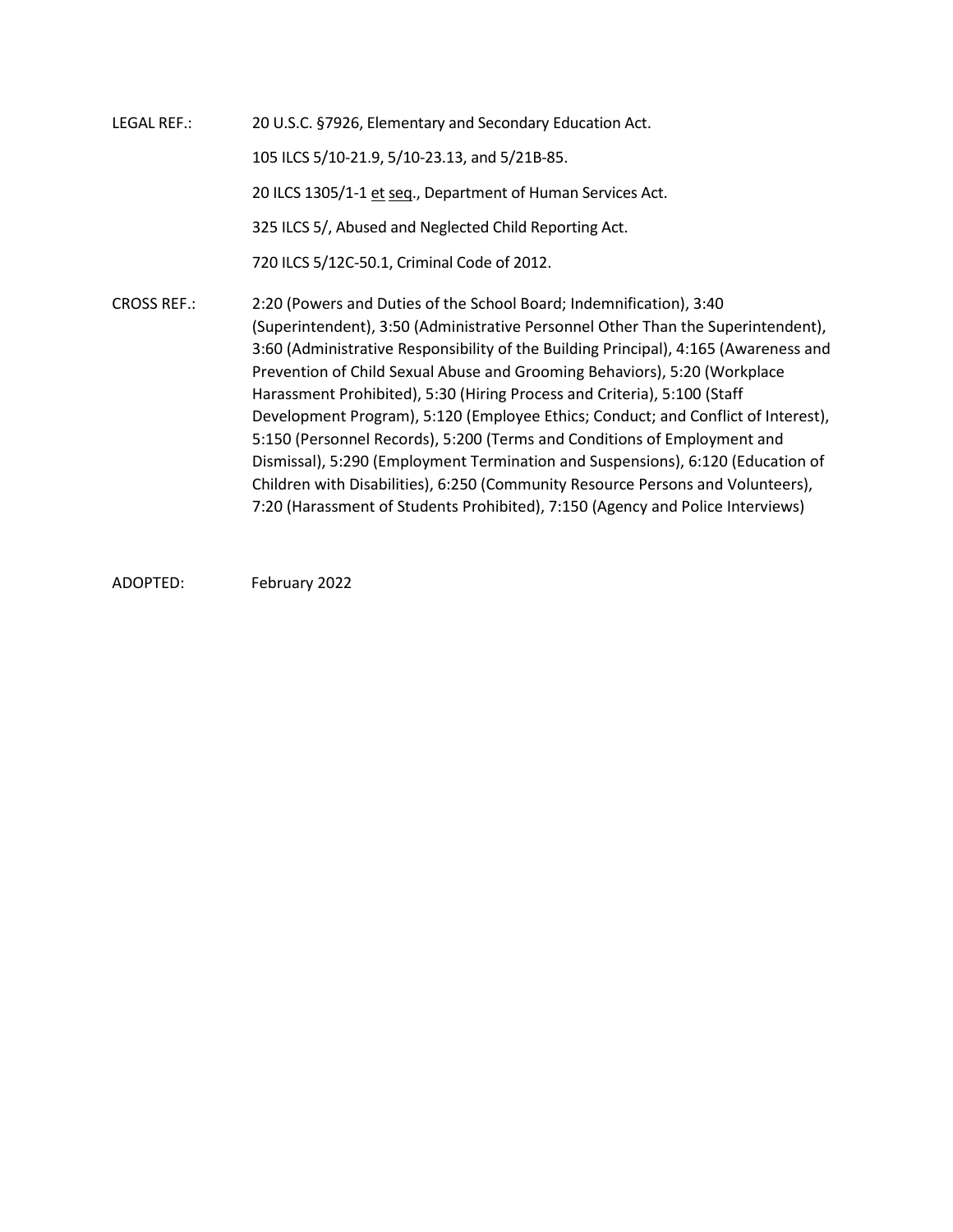LEGAL REF.: 20 U.S.C. §7926, Elementary and Secondary Education Act.

105 ILCS 5/10-21.9, 5/10-23.13, and 5/21B-85.

20 ILCS 1305/1-1 et seq., Department of Human Services Act.

325 ILCS 5/, Abused and Neglected Child Reporting Act.

720 ILCS 5/12C-50.1, Criminal Code of 2012.

CROSS REF.: 2:20 (Powers and Duties of the School Board; Indemnification), 3:40 (Superintendent), 3:50 (Administrative Personnel Other Than the Superintendent), 3:60 (Administrative Responsibility of the Building Principal), 4:165 (Awareness and Prevention of Child Sexual Abuse and Grooming Behaviors), 5:20 (Workplace Harassment Prohibited), 5:30 (Hiring Process and Criteria), 5:100 (Staff Development Program), 5:120 (Employee Ethics; Conduct; and Conflict of Interest), 5:150 (Personnel Records), 5:200 (Terms and Conditions of Employment and Dismissal), 5:290 (Employment Termination and Suspensions), 6:120 (Education of Children with Disabilities), 6:250 (Community Resource Persons and Volunteers), 7:20 (Harassment of Students Prohibited), 7:150 (Agency and Police Interviews)

ADOPTED: February 2022